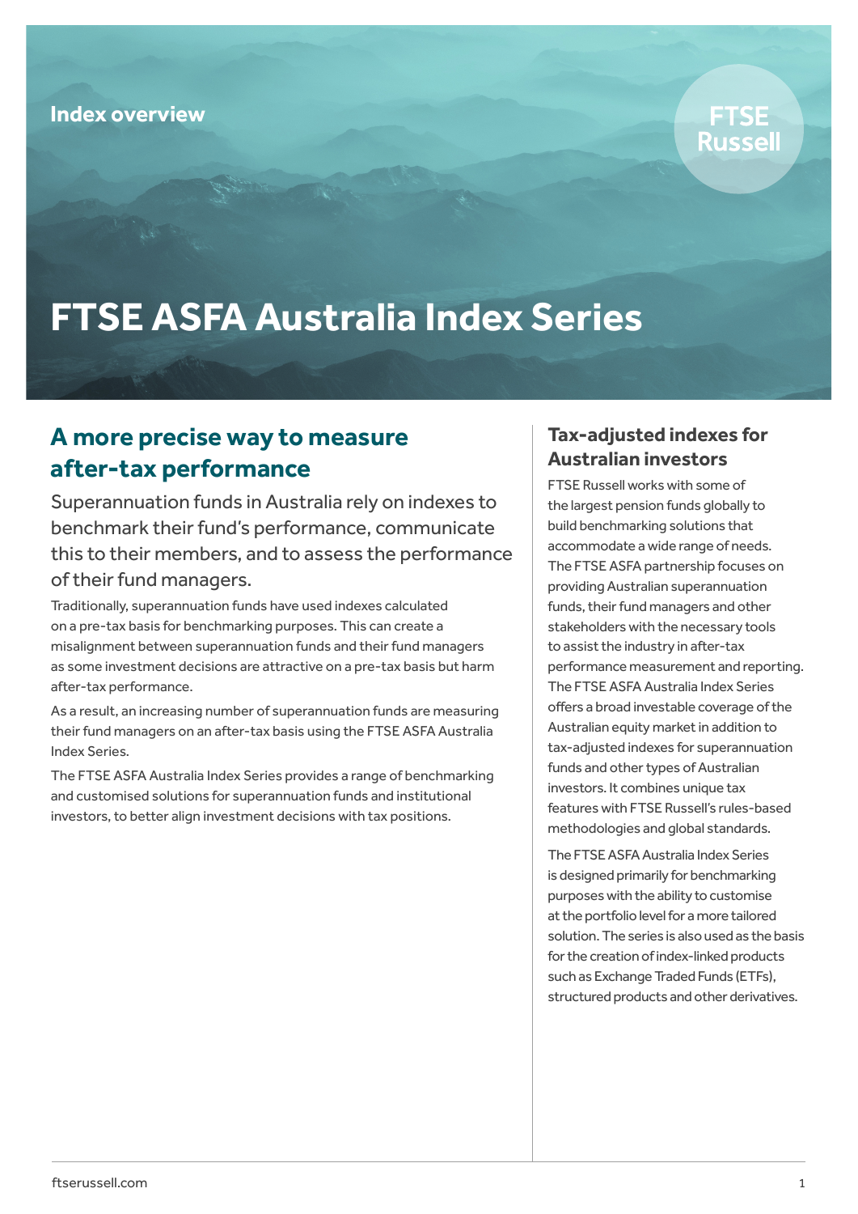Index overview

FTSE Russell

# FTSE ASFA Australia Index Series

## A more precise way to measure after-tax performance

Superannuation funds in Australia rely on indexes to benchmark their fund's performance, communicate this to their members, and to assess the performance of their fund managers.

Traditionally, superannuation funds have used indexes calculated on a pre-tax basis for benchmarking purposes. This can create a misalignment between superannuation funds and their fund managers as some investment decisions are attractive on a pre-tax basis but harm after-tax performance.

As a result, an increasing number of superannuation funds are measuring their fund managers on an after-tax basis using the FTSE ASFA Australia Index Series.

The FTSE ASFA Australia Index Series provides a range of benchmarking and customised solutions for superannuation funds and institutional investors, to better align investment decisions with tax positions.

### Tax-adjusted indexes for Australian investors

FTSE Russell works with some of the largest pension funds globally to build benchmarking solutions that accommodate a wide range of needs. The FTSE ASFA partnership focuses on providing Australian superannuation funds, their fund managers and other stakeholders with the necessary tools to assist the industry in after-tax performance measurement and reporting. The FTSE ASFA Australia Index Series offers a broad investable coverage of the Australian equity market in addition to tax-adjusted indexes for superannuation funds and other types of Australian investors. It combines unique tax features with FTSE Russell's rules-based methodologies and global standards.

The FTSE ASFA Australia Index Series is designed primarily for benchmarking purposes with the ability to customise at the portfolio level for a more tailored solution. The series is also used as the basis for the creation of index-linked products such as Exchange Traded Funds (ETFs), structured products and other derivatives.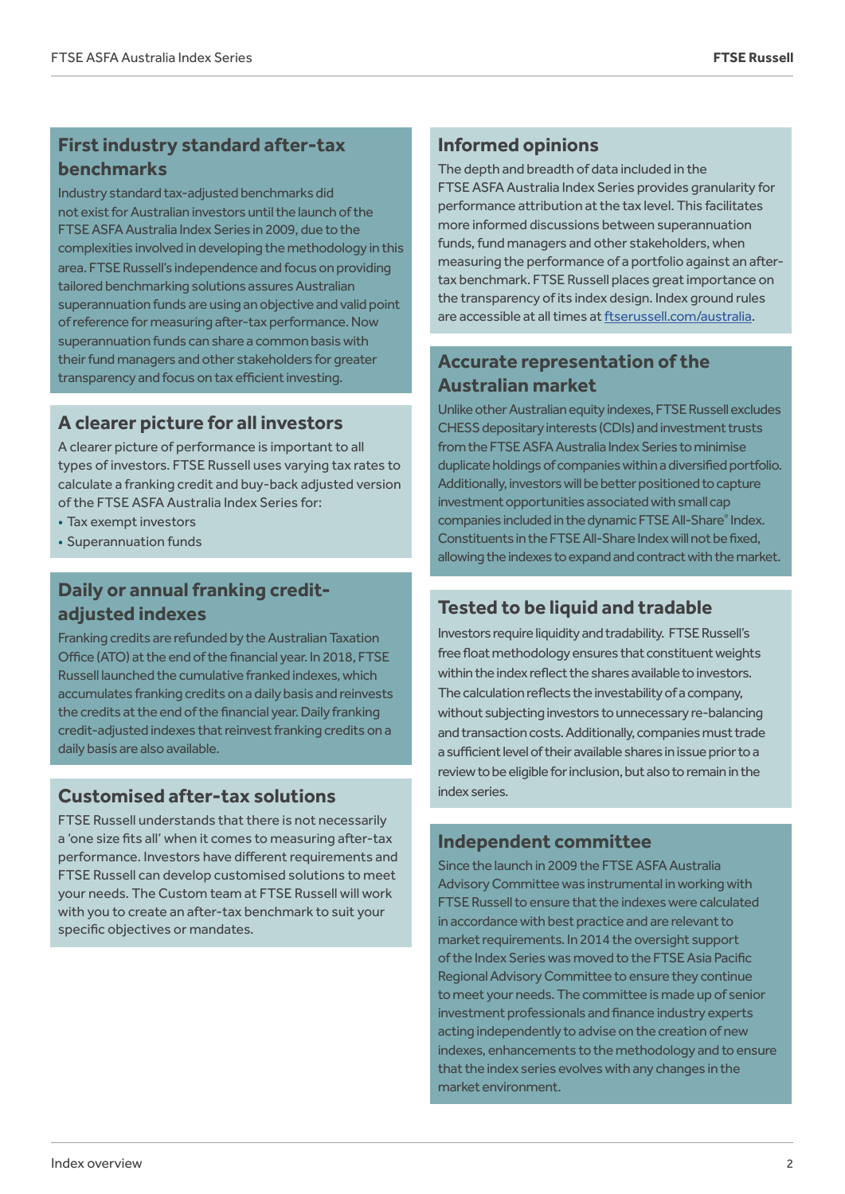## First industry standard after-tax benchmarks

Industry standard tax-adjusted benchmarks did not exist for Australian investors until the launch of the FTSE ASFA Australia Index Series in 2009, due to the complexities involved in developing the methodology in this area. FTSE Russell's independence and focus on providing tailored benchmarking solutions assures Australian superannuation funds are using an objective and valid point of reference for measuring after-tax performance. Now superannuation funds can share a common basis with their fund managers and other stakeholders for greater transparency and focus on tax efficient investing.

## A clearer picture for all investors

A clearer picture of performance is important to all types of investors. FTSE Russell uses varying tax rates to calculate a franking credit and buy-back adjusted version of the FTSE ASFA Australia Index Series for:

- Tax exempt investors
- Superannuation funds

## Daily or annual franking credit-adjusted indexes

Franking credits are refunded by the Australian Taxation Office (ATO) at the end of the financial year. In 2018, FTSE Russell launched the cumulative franked indexes, which accumulates franking credits on a daily basis and reinvests the credits at the end of the financial year. Daily franking credit-adjusted indexes that reinvest franking credits on a daily basis are also available.

## Customised after-tax solutions

FTSE Russell understands that there is not necessarily a 'one size fits all' when it comes to measuring after-tax performance. Investors have different requirements and FTSE Russell can develop customised solutions to meet your needs. The Custom team at FTSE Russell will work with you to create an after-tax benchmark to suit your specific objectives or mandates.

## Informed opinions

The depth and breadth of data included in the FTSE ASFA Australia Index Series provides granularity for performance attribution at the tax level. This facilitates more informed discussions between superannuation funds, fund managers and other stakeholders, when measuring the performance of a portfolio against an after-tax benchmark. FTSE Russell places great importance on the transparency of its index design. Index ground rules are accessible at all times at ftserussell.com/australia.

## Accurate representation of the Australian market

Unlike other Australian equity indexes, FTSE Russell excludes CHESS depositary interests (CDIs) and investment trusts from the FTSE ASFA Australia Index Series to minimise duplicate holdings of companies within a diversified portfolio. Additionally, investors will be better positioned to capture investment opportunities associated with small cap companies included in the dynamic FTSE All-Share® Index. Constituents in the FTSE All-Share Index will not be fixed, allowing the indexes to expand and contract with the market.

## Tested to be liquid and tradable

Investors require liquidity and tradability. FTSE Russell's free float methodology ensures that constituent weights within the index reflect the shares available to investors. The calculation reflects the investability of a company, without subjecting investors to unnecessary re-balancing and transaction costs. Additionally, companies must trade a sufficient level of their available shares in issue prior to a review to be eligible for inclusion, but also to remain in the index series.

## Independent committee

Since the launch in 2009 the FTSE ASFA Australia Advisory Committee was instrumental in working with FTSE Russell to ensure that the indexes were calculated in accordance with best practice and are relevant to market requirements. In 2014 the oversight support of the Index Series was moved to the FTSE Asia Pacific Regional Advisory Committee to ensure they continue to meet your needs. The committee is made up of senior investment professionals and finance industry experts acting independently to advise on the creation of new indexes, enhancements to the methodology and to ensure that the index series evolves with any changes in the market environment.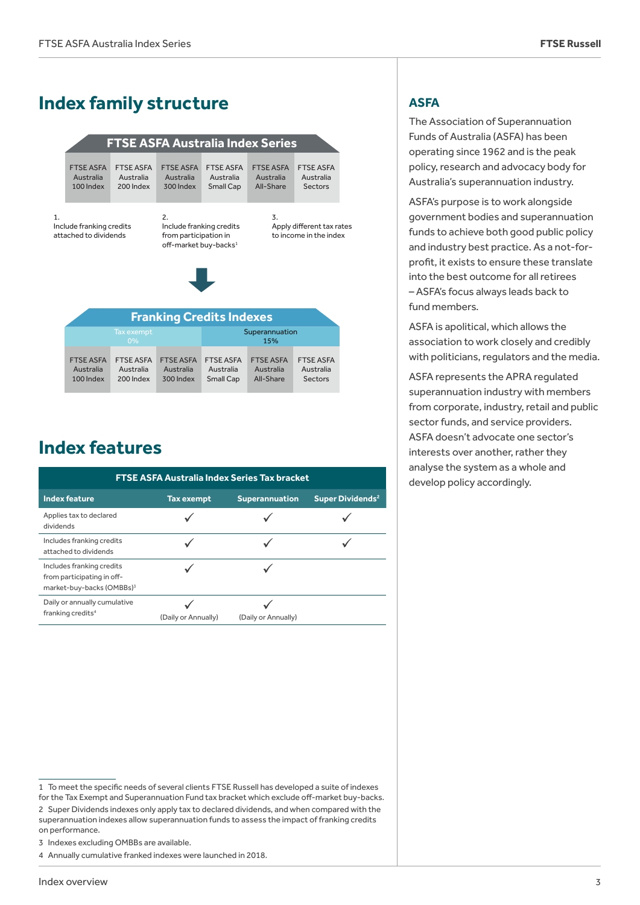## Index family structure

**FTSE ASFA Australia Index Series**

| FTSE ASFA Australia 100 Index | FTSE ASFA Australia 200 Index | FTSE ASFA Australia 300 Index | FTSE ASFA Australia Small Cap | FTSE ASFA Australia All-Share | FTSE ASFA Australia Sectors |
|---|---|---|---|---|---|

1. Include franking credits attached to dividends
2. Include franking credits from participation in off-market buy-backs[1]
3. Apply different tax rates to income in the index

**Franking Credits Indexes**

| Tax exempt 0% | | | Superannuation 15% | | |
|---|---|---|---|---|---|
| FTSE ASFA Australia 100 Index | FTSE ASFA Australia 200 Index | FTSE ASFA Australia 300 Index | FTSE ASFA Australia Small Cap | FTSE ASFA Australia All-Share | FTSE ASFA Australia Sectors |

## Index features

| FTSE ASFA Australia Index Series Tax bracket | | | |
|---|---|---|---|
| **Index feature** | **Tax exempt** | **Superannuation** | **Super Dividends[2]** |
| Applies tax to declared dividends | ✓ | ✓ | ✓ |
| Includes franking credits attached to dividends | ✓ | ✓ | ✓ |
| Includes franking credits from participating in off-market-buy-backs (OMBBs)[3] | ✓ | ✓ | |
| Daily or annually cumulative franking credits[4] | ✓ (Daily or Annually) | ✓ (Daily or Annually) | |

## ASFA

The Association of Superannuation Funds of Australia (ASFA) has been operating since 1962 and is the peak policy, research and advocacy body for Australia's superannuation industry.

ASFA's purpose is to work alongside government bodies and superannuation funds to achieve both good public policy and industry best practice. As a not-for-profit, it exists to ensure these translate into the best outcome for all retirees – ASFA's focus always leads back to fund members.

ASFA is apolitical, which allows the association to work closely and credibly with politicians, regulators and the media.

ASFA represents the APRA regulated superannuation industry with members from corporate, industry, retail and public sector funds, and service providers. ASFA doesn't advocate one sector's interests over another, rather they analyse the system as a whole and develop policy accordingly.

---

1 To meet the specific needs of several clients FTSE Russell has developed a suite of indexes for the Tax Exempt and Superannuation Fund tax bracket which exclude off-market buy-backs.

2 Super Dividends indexes only apply tax to declared dividends, and when compared with the superannuation indexes allow superannuation funds to assess the impact of franking credits on performance.

3 Indexes excluding OMBBs are available.

4 Annually cumulative franked indexes were launched in 2018.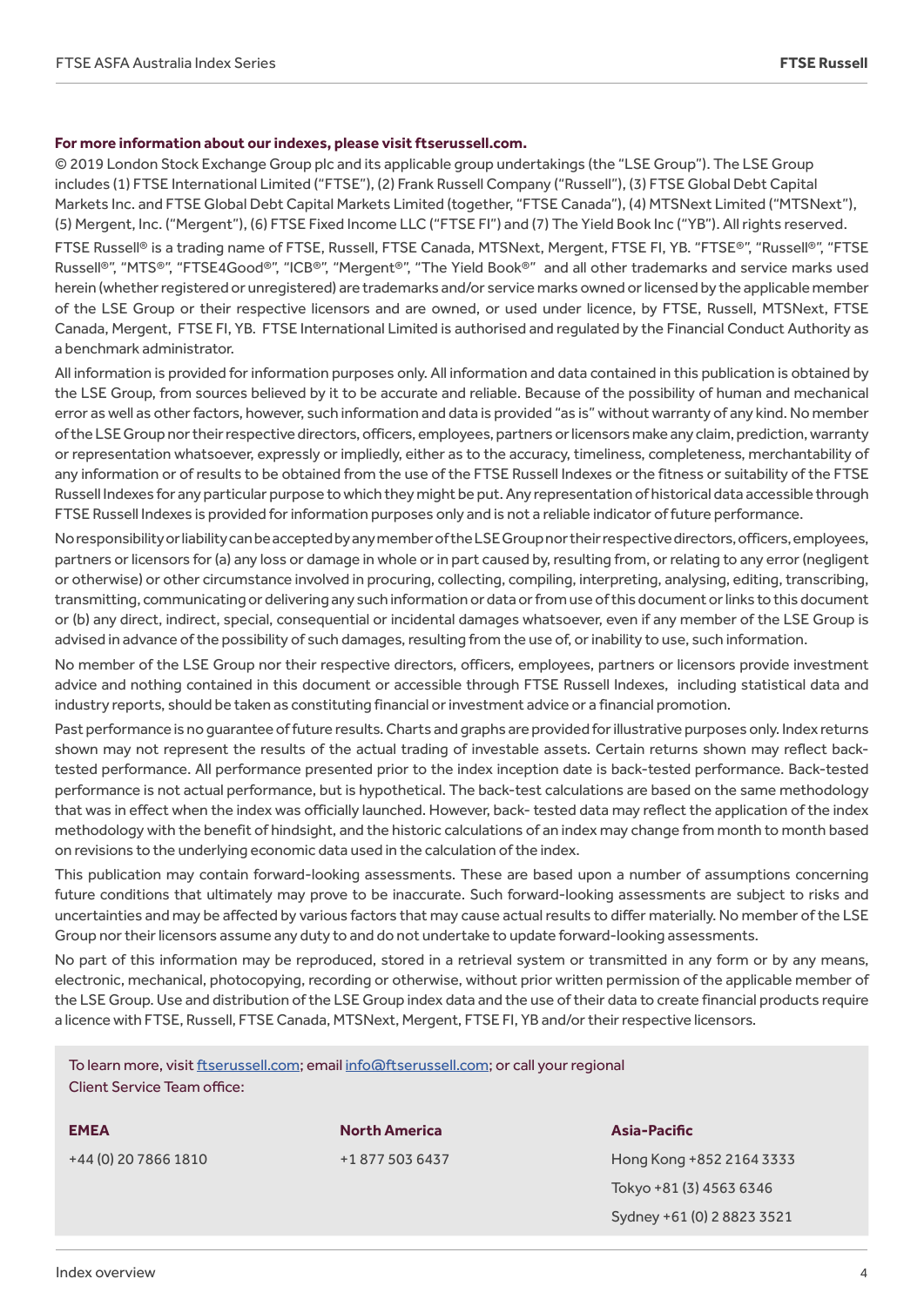**For more information about our indexes, please visit ftserussell.com.**

© 2019 London Stock Exchange Group plc and its applicable group undertakings (the "LSE Group"). The LSE Group includes (1) FTSE International Limited ("FTSE"), (2) Frank Russell Company ("Russell"), (3) FTSE Global Debt Capital Markets Inc. and FTSE Global Debt Capital Markets Limited (together, "FTSE Canada"), (4) MTSNext Limited ("MTSNext"), (5) Mergent, Inc. ("Mergent"), (6) FTSE Fixed Income LLC ("FTSE FI") and (7) The Yield Book Inc ("YB"). All rights reserved.

FTSE Russell® is a trading name of FTSE, Russell, FTSE Canada, MTSNext, Mergent, FTSE FI, YB. "FTSE®", "Russell®", "FTSE Russell®", "MTS®", "FTSE4Good®", "ICB®", "Mergent®", "The Yield Book®" and all other trademarks and service marks used herein (whether registered or unregistered) are trademarks and/or service marks owned or licensed by the applicable member of the LSE Group or their respective licensors and are owned, or used under licence, by FTSE, Russell, MTSNext, FTSE Canada, Mergent, FTSE FI, YB. FTSE International Limited is authorised and regulated by the Financial Conduct Authority as a benchmark administrator.

All information is provided for information purposes only. All information and data contained in this publication is obtained by the LSE Group, from sources believed by it to be accurate and reliable. Because of the possibility of human and mechanical error as well as other factors, however, such information and data is provided "as is" without warranty of any kind. No member of the LSE Group nor their respective directors, officers, employees, partners or licensors make any claim, prediction, warranty or representation whatsoever, expressly or impliedly, either as to the accuracy, timeliness, completeness, merchantability of any information or of results to be obtained from the use of the FTSE Russell Indexes or the fitness or suitability of the FTSE Russell Indexes for any particular purpose to which they might be put. Any representation of historical data accessible through FTSE Russell Indexes is provided for information purposes only and is not a reliable indicator of future performance.

No responsibility or liability can be accepted by any member of the LSE Group nor their respective directors, officers, employees, partners or licensors for (a) any loss or damage in whole or in part caused by, resulting from, or relating to any error (negligent or otherwise) or other circumstance involved in procuring, collecting, compiling, interpreting, analysing, editing, transcribing, transmitting, communicating or delivering any such information or data or from use of this document or links to this document or (b) any direct, indirect, special, consequential or incidental damages whatsoever, even if any member of the LSE Group is advised in advance of the possibility of such damages, resulting from the use of, or inability to use, such information.

No member of the LSE Group nor their respective directors, officers, employees, partners or licensors provide investment advice and nothing contained in this document or accessible through FTSE Russell Indexes, including statistical data and industry reports, should be taken as constituting financial or investment advice or a financial promotion.

Past performance is no guarantee of future results. Charts and graphs are provided for illustrative purposes only. Index returns shown may not represent the results of the actual trading of investable assets. Certain returns shown may reflect back-tested performance. All performance presented prior to the index inception date is back-tested performance. Back-tested performance is not actual performance, but is hypothetical. The back-test calculations are based on the same methodology that was in effect when the index was officially launched. However, back- tested data may reflect the application of the index methodology with the benefit of hindsight, and the historic calculations of an index may change from month to month based on revisions to the underlying economic data used in the calculation of the index.

This publication may contain forward-looking assessments. These are based upon a number of assumptions concerning future conditions that ultimately may prove to be inaccurate. Such forward-looking assessments are subject to risks and uncertainties and may be affected by various factors that may cause actual results to differ materially. No member of the LSE Group nor their licensors assume any duty to and do not undertake to update forward-looking assessments.

No part of this information may be reproduced, stored in a retrieval system or transmitted in any form or by any means, electronic, mechanical, photocopying, recording or otherwise, without prior written permission of the applicable member of the LSE Group. Use and distribution of the LSE Group index data and the use of their data to create financial products require a licence with FTSE, Russell, FTSE Canada, MTSNext, Mergent, FTSE FI, YB and/or their respective licensors.

To learn more, visit ftserussell.com; email info@ftserussell.com; or call your regional Client Service Team office:

**EMEA**
+44 (0) 20 7866 1810

**North America**
+1 877 503 6437

**Asia-Pacific**
Hong Kong +852 2164 3333
Tokyo +81 (3) 4563 6346
Sydney +61 (0) 2 8823 3521